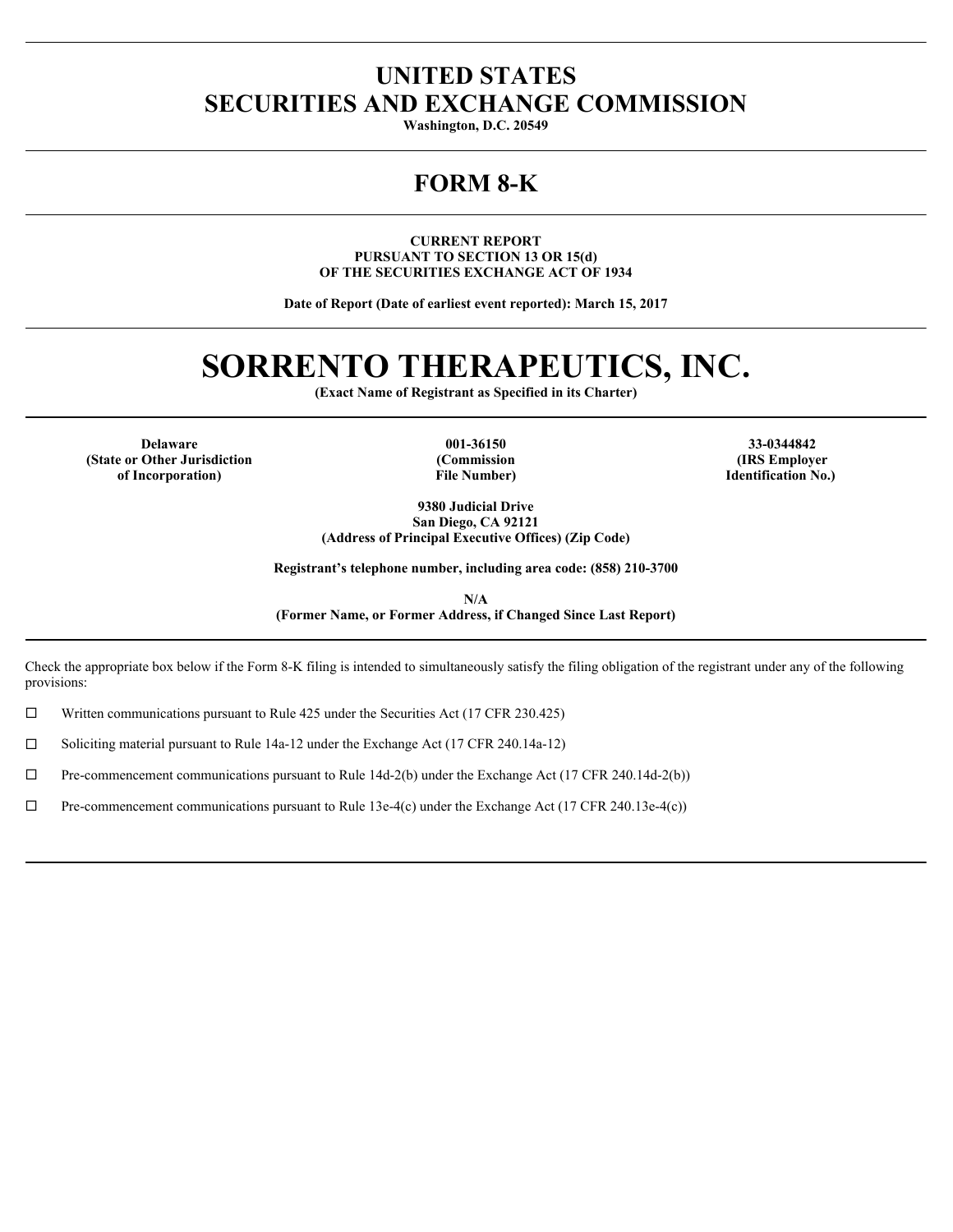# UNITED STATES
# SECURITIES AND EXCHANGE COMMISSION

**Washington, D.C. 20549**

---

# FORM 8-K

---

**CURRENT REPORT**
**PURSUANT TO SECTION 13 OR 15(d)**
**OF THE SECURITIES EXCHANGE ACT OF 1934**

**Date of Report (Date of earliest event reported): March 15, 2017**

---

# SORRENTO THERAPEUTICS, INC.

**(Exact Name of Registrant as Specified in its Charter)**

---

| Delaware | 001-36150 | 33-0344842 |
|---|---|---|
| (State or Other Jurisdiction of Incorporation) | (Commission File Number) | (IRS Employer Identification No.) |

**9380 Judicial Drive**
**San Diego, CA 92121**
**(Address of Principal Executive Offices) (Zip Code)**

**Registrant's telephone number, including area code: (858) 210-3700**

**N/A**
**(Former Name, or Former Address, if Changed Since Last Report)**

---

Check the appropriate box below if the Form 8-K filing is intended to simultaneously satisfy the filing obligation of the registrant under any of the following provisions:

☐ Written communications pursuant to Rule 425 under the Securities Act (17 CFR 230.425)

☐ Soliciting material pursuant to Rule 14a-12 under the Exchange Act (17 CFR 240.14a-12)

☐ Pre-commencement communications pursuant to Rule 14d-2(b) under the Exchange Act (17 CFR 240.14d-2(b))

☐ Pre-commencement communications pursuant to Rule 13e-4(c) under the Exchange Act (17 CFR 240.13e-4(c))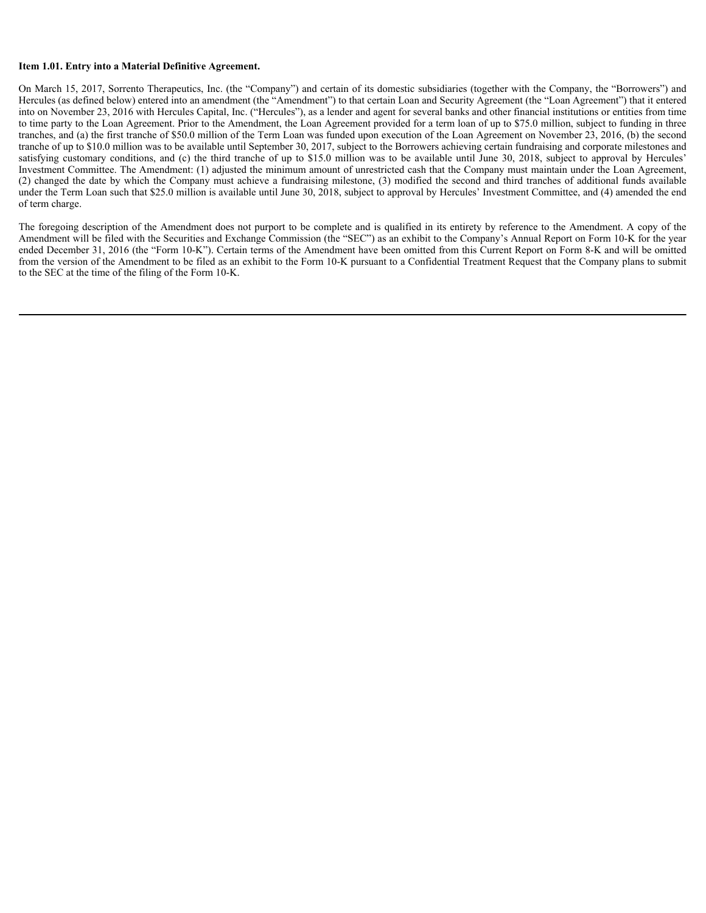**Item 1.01. Entry into a Material Definitive Agreement.**

On March 15, 2017, Sorrento Therapeutics, Inc. (the "Company") and certain of its domestic subsidiaries (together with the Company, the "Borrowers") and Hercules (as defined below) entered into an amendment (the "Amendment") to that certain Loan and Security Agreement (the "Loan Agreement") that it entered into on November 23, 2016 with Hercules Capital, Inc. ("Hercules"), as a lender and agent for several banks and other financial institutions or entities from time to time party to the Loan Agreement. Prior to the Amendment, the Loan Agreement provided for a term loan of up to $75.0 million, subject to funding in three tranches, and (a) the first tranche of $50.0 million of the Term Loan was funded upon execution of the Loan Agreement on November 23, 2016, (b) the second tranche of up to $10.0 million was to be available until September 30, 2017, subject to the Borrowers achieving certain fundraising and corporate milestones and satisfying customary conditions, and (c) the third tranche of up to $15.0 million was to be available until June 30, 2018, subject to approval by Hercules' Investment Committee. The Amendment: (1) adjusted the minimum amount of unrestricted cash that the Company must maintain under the Loan Agreement, (2) changed the date by which the Company must achieve a fundraising milestone, (3) modified the second and third tranches of additional funds available under the Term Loan such that $25.0 million is available until June 30, 2018, subject to approval by Hercules' Investment Committee, and (4) amended the end of term charge.

The foregoing description of the Amendment does not purport to be complete and is qualified in its entirety by reference to the Amendment. A copy of the Amendment will be filed with the Securities and Exchange Commission (the "SEC") as an exhibit to the Company's Annual Report on Form 10-K for the year ended December 31, 2016 (the "Form 10-K"). Certain terms of the Amendment have been omitted from this Current Report on Form 8-K and will be omitted from the version of the Amendment to be filed as an exhibit to the Form 10-K pursuant to a Confidential Treatment Request that the Company plans to submit to the SEC at the time of the filing of the Form 10-K.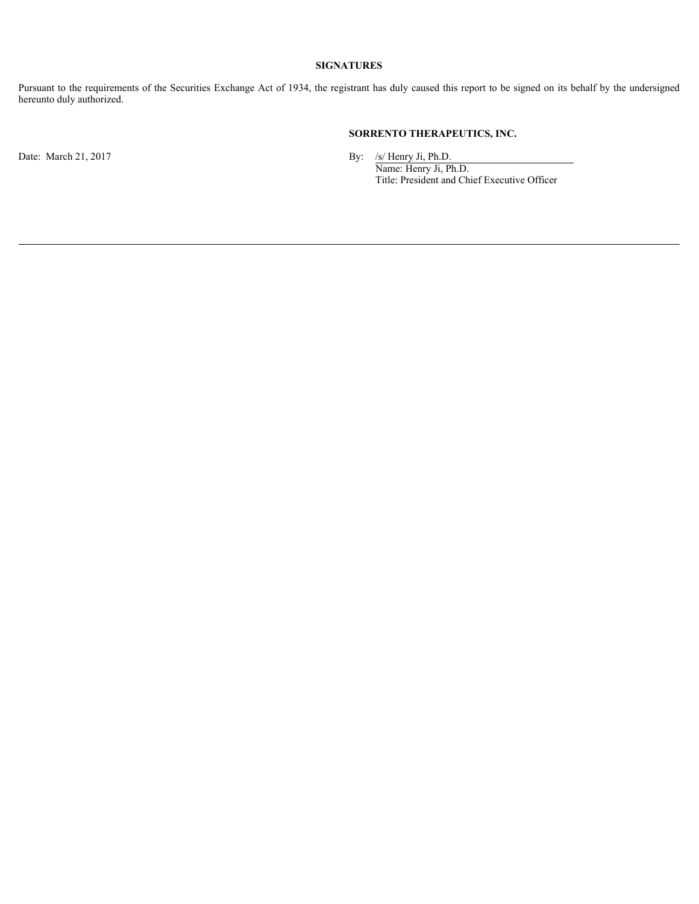**SIGNATURES**

Pursuant to the requirements of the Securities Exchange Act of 1934, the registrant has duly caused this report to be signed on its behalf by the undersigned hereunto duly authorized.

**SORRENTO THERAPEUTICS, INC.**

Date: March 21, 2017

By: /s/ Henry Ji, Ph.D.
Name: Henry Ji, Ph.D.
Title: President and Chief Executive Officer